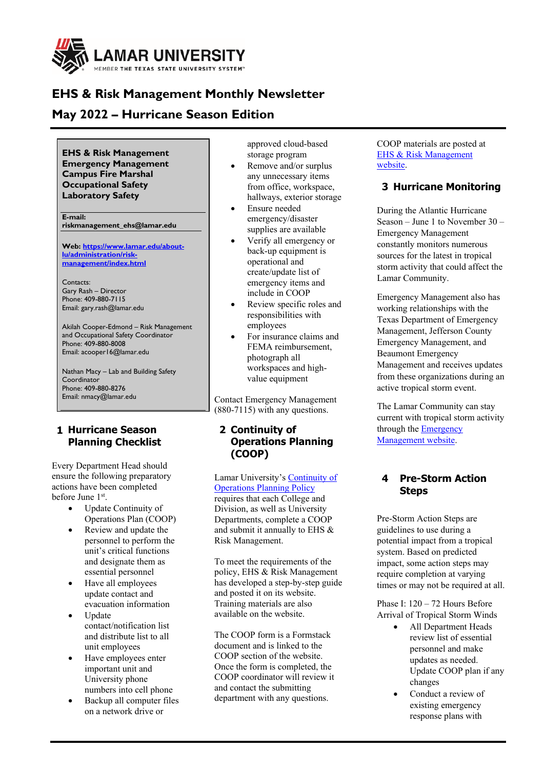LAMAR UNIVERSITY

MEMBER THE TEXAS STATE UNIVERSITY SYSTEM™

# EHS & Risk Management Monthly Newsletter

# May 2022 – Hurricane Season Edition

**EHS & Risk Management**
**Emergency Management**
**Campus Fire Marshal**
**Occupational Safety**
**Laboratory Safety**

**E-mail:**
**riskmanagement_ehs@lamar.edu**

**Web: https://www.lamar.edu/about-lu/administration/risk-management/index.html**

Contacts:
Gary Rash – Director
Phone: 409-880-7115
Email: gary.rash@lamar.edu

Akilah Cooper-Edmond – Risk Management and Occupational Safety Coordinator
Phone: 409-880-8008
Email: acooper16@lamar.edu

Nathan Macy – Lab and Building Safety Coordinator
Phone: 409-880-8276
Email: nmacy@lamar.edu

## 1 Hurricane Season Planning Checklist

Every Department Head should ensure the following preparatory actions have been completed before June 1st.

- Update Continuity of Operations Plan (COOP)
- Review and update the personnel to perform the unit's critical functions and designate them as essential personnel
- Have all employees update contact and evacuation information
- Update contact/notification list and distribute list to all unit employees
- Have employees enter important unit and University phone numbers into cell phone
- Backup all computer files on a network drive or approved cloud-based storage program
- Remove and/or surplus any unnecessary items from office, workspace, hallways, exterior storage
- Ensure needed emergency/disaster supplies are available
- Verify all emergency or back-up equipment is operational and create/update list of emergency items and include in COOP
- Review specific roles and responsibilities with employees
- For insurance claims and FEMA reimbursement, photograph all workspaces and high-value equipment

Contact Emergency Management (880-7115) with any questions.

## 2 Continuity of Operations Planning (COOP)

Lamar University's Continuity of Operations Planning Policy requires that each College and Division, as well as University Departments, complete a COOP and submit it annually to EHS & Risk Management.

To meet the requirements of the policy, EHS & Risk Management has developed a step-by-step guide and posted it on its website. Training materials are also available on the website.

The COOP form is a Formstack document and is linked to the COOP section of the website. Once the form is completed, the COOP coordinator will review it and contact the submitting department with any questions.

COOP materials are posted at EHS & Risk Management website.

## 3 Hurricane Monitoring

During the Atlantic Hurricane Season – June 1 to November 30 – Emergency Management constantly monitors numerous sources for the latest in tropical storm activity that could affect the Lamar Community.

Emergency Management also has working relationships with the Texas Department of Emergency Management, Jefferson County Emergency Management, and Beaumont Emergency Management and receives updates from these organizations during an active tropical storm event.

The Lamar Community can stay current with tropical storm activity through the Emergency Management website.

## 4 Pre-Storm Action Steps

Pre-Storm Action Steps are guidelines to use during a potential impact from a tropical system. Based on predicted impact, some action steps may require completion at varying times or may not be required at all.

Phase I: 120 – 72 Hours Before Arrival of Tropical Storm Winds

- All Department Heads review list of essential personnel and make updates as needed. Update COOP plan if any changes
- Conduct a review of existing emergency response plans with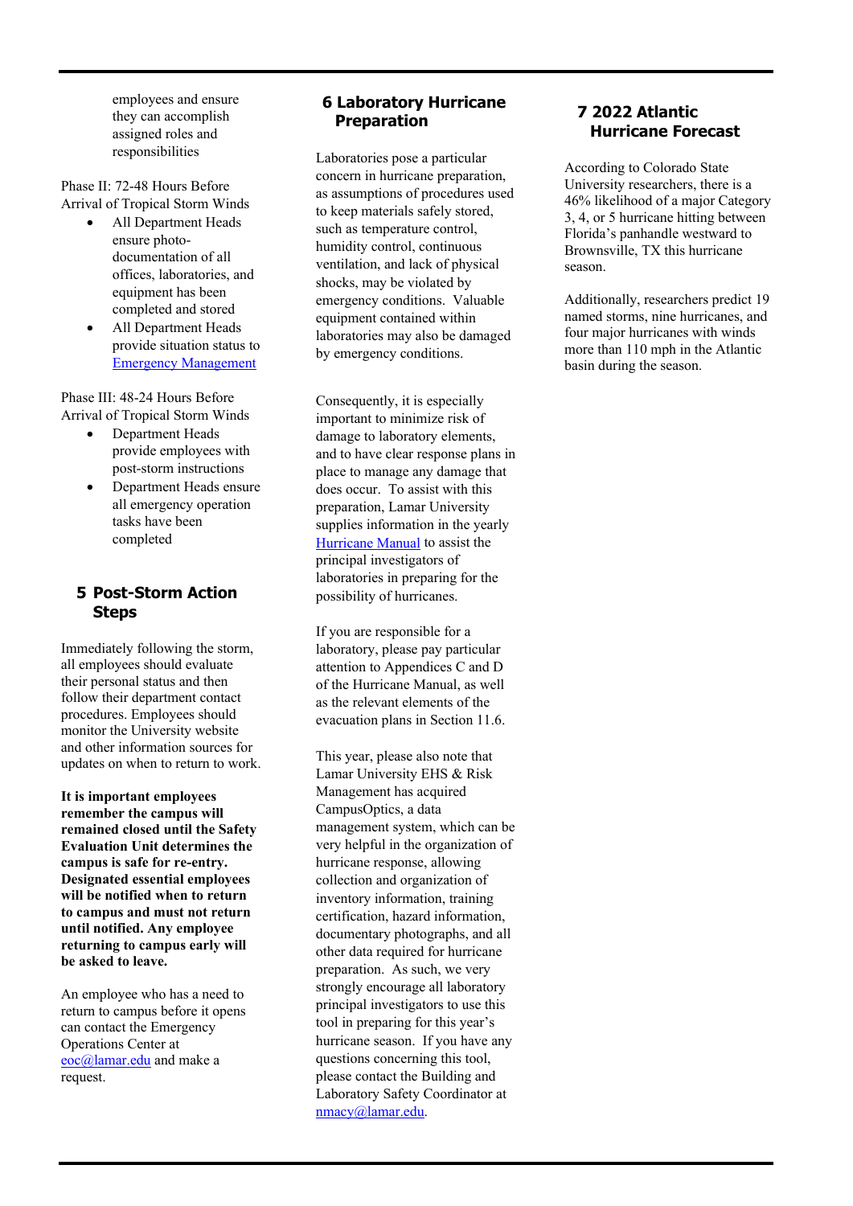employees and ensure they can accomplish assigned roles and responsibilities

Phase II: 72-48 Hours Before Arrival of Tropical Storm Winds

- All Department Heads ensure photo-documentation of all offices, laboratories, and equipment has been completed and stored
- All Department Heads provide situation status to [Emergency Management](#)

Phase III: 48-24 Hours Before Arrival of Tropical Storm Winds

- Department Heads provide employees with post-storm instructions
- Department Heads ensure all emergency operation tasks have been completed

## 5 Post-Storm Action Steps

Immediately following the storm, all employees should evaluate their personal status and then follow their department contact procedures. Employees should monitor the University website and other information sources for updates on when to return to work.

**It is important employees remember the campus will remained closed until the Safety Evaluation Unit determines the campus is safe for re-entry. Designated essential employees will be notified when to return to campus and must not return until notified. Any employee returning to campus early will be asked to leave.**

An employee who has a need to return to campus before it opens can contact the Emergency Operations Center at eoc@lamar.edu and make a request.

## 6 Laboratory Hurricane Preparation

Laboratories pose a particular concern in hurricane preparation, as assumptions of procedures used to keep materials safely stored, such as temperature control, humidity control, continuous ventilation, and lack of physical shocks, may be violated by emergency conditions. Valuable equipment contained within laboratories may also be damaged by emergency conditions.

Consequently, it is especially important to minimize risk of damage to laboratory elements, and to have clear response plans in place to manage any damage that does occur. To assist with this preparation, Lamar University supplies information in the yearly [Hurricane Manual](#) to assist the principal investigators of laboratories in preparing for the possibility of hurricanes.

If you are responsible for a laboratory, please pay particular attention to Appendices C and D of the Hurricane Manual, as well as the relevant elements of the evacuation plans in Section 11.6.

This year, please also note that Lamar University EHS & Risk Management has acquired CampusOptics, a data management system, which can be very helpful in the organization of hurricane response, allowing collection and organization of inventory information, training certification, hazard information, documentary photographs, and all other data required for hurricane preparation. As such, we very strongly encourage all laboratory principal investigators to use this tool in preparing for this year's hurricane season. If you have any questions concerning this tool, please contact the Building and Laboratory Safety Coordinator at nmacy@lamar.edu.

## 7 2022 Atlantic Hurricane Forecast

According to Colorado State University researchers, there is a 46% likelihood of a major Category 3, 4, or 5 hurricane hitting between Florida's panhandle westward to Brownsville, TX this hurricane season.

Additionally, researchers predict 19 named storms, nine hurricanes, and four major hurricanes with winds more than 110 mph in the Atlantic basin during the season.